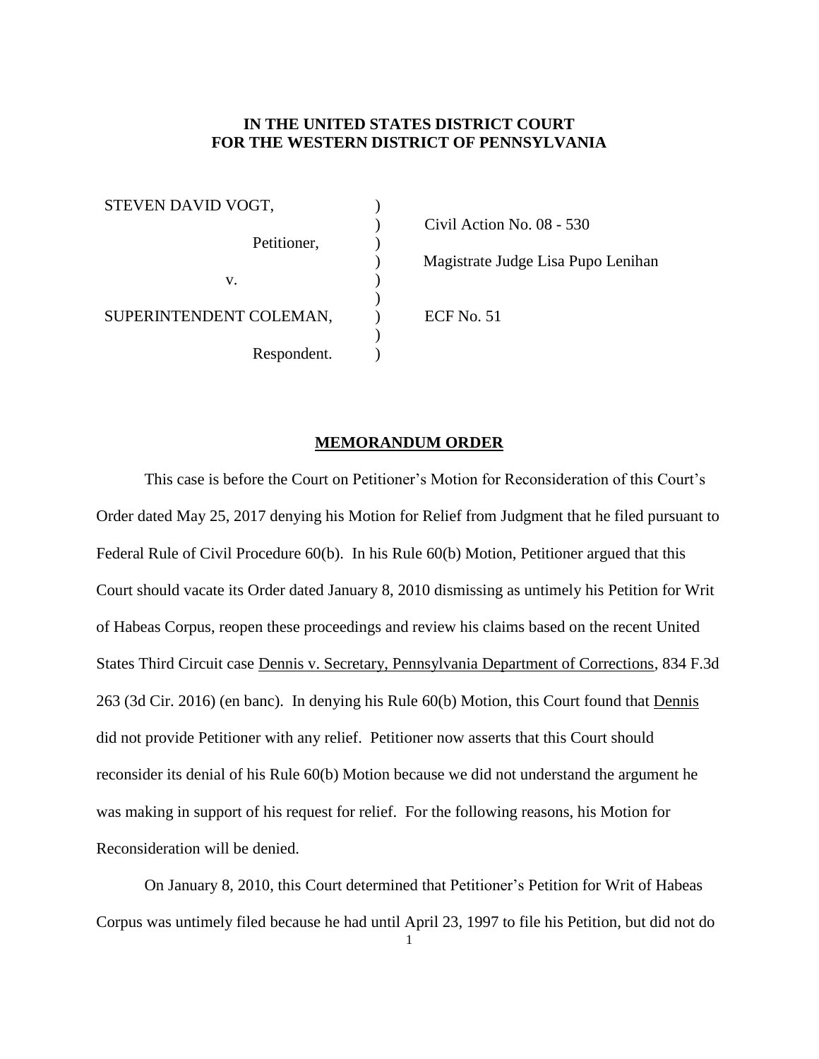**IN THE UNITED STATES DISTRICT COURT**
**FOR THE WESTERN DISTRICT OF PENNSYLVANIA**

| | | |
|---|---|---|
| STEVEN DAVID VOGT, | ) | |
| | ) | Civil Action No. 08 - 530 |
| Petitioner, | ) | |
| | ) | Magistrate Judge Lisa Pupo Lenihan |
| v. | ) | |
| | ) | |
| SUPERINTENDENT COLEMAN, | ) | ECF No. 51 |
| | ) | |
| Respondent. | ) | |

**MEMORANDUM ORDER**

This case is before the Court on Petitioner's Motion for Reconsideration of this Court's Order dated May 25, 2017 denying his Motion for Relief from Judgment that he filed pursuant to Federal Rule of Civil Procedure 60(b). In his Rule 60(b) Motion, Petitioner argued that this Court should vacate its Order dated January 8, 2010 dismissing as untimely his Petition for Writ of Habeas Corpus, reopen these proceedings and review his claims based on the recent United States Third Circuit case Dennis v. Secretary, Pennsylvania Department of Corrections, 834 F.3d 263 (3d Cir. 2016) (en banc). In denying his Rule 60(b) Motion, this Court found that Dennis did not provide Petitioner with any relief. Petitioner now asserts that this Court should reconsider its denial of his Rule 60(b) Motion because we did not understand the argument he was making in support of his request for relief. For the following reasons, his Motion for Reconsideration will be denied.

On January 8, 2010, this Court determined that Petitioner's Petition for Writ of Habeas Corpus was untimely filed because he had until April 23, 1997 to file his Petition, but did not do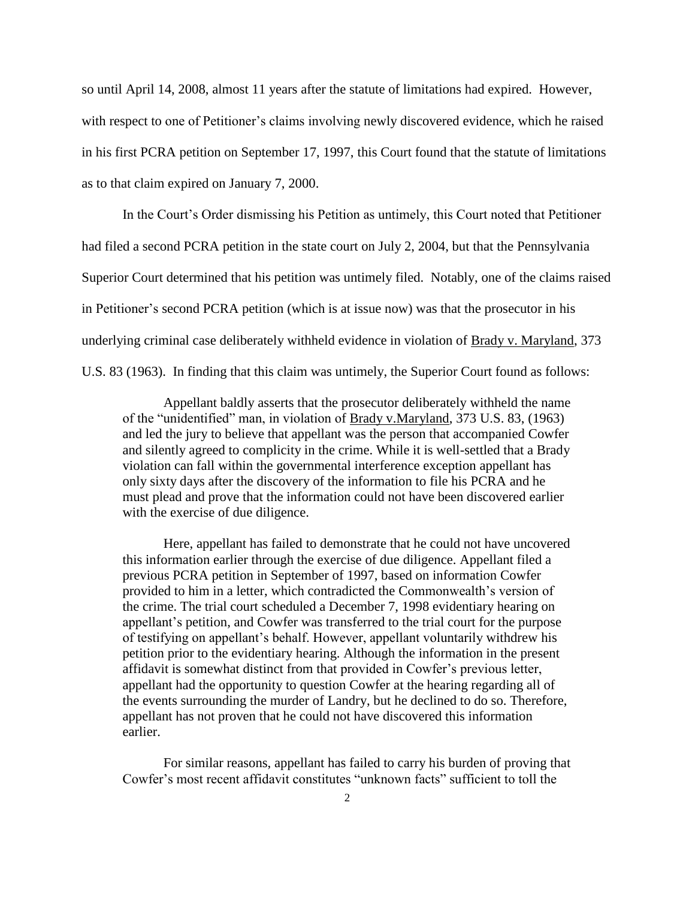so until April 14, 2008, almost 11 years after the statute of limitations had expired. However, with respect to one of Petitioner's claims involving newly discovered evidence, which he raised in his first PCRA petition on September 17, 1997, this Court found that the statute of limitations as to that claim expired on January 7, 2000.

In the Court's Order dismissing his Petition as untimely, this Court noted that Petitioner had filed a second PCRA petition in the state court on July 2, 2004, but that the Pennsylvania Superior Court determined that his petition was untimely filed. Notably, one of the claims raised in Petitioner's second PCRA petition (which is at issue now) was that the prosecutor in his underlying criminal case deliberately withheld evidence in violation of Brady v. Maryland, 373 U.S. 83 (1963). In finding that this claim was untimely, the Superior Court found as follows:

> Appellant baldly asserts that the prosecutor deliberately withheld the name of the "unidentified" man, in violation of Brady v.Maryland, 373 U.S. 83, (1963) and led the jury to believe that appellant was the person that accompanied Cowfer and silently agreed to complicity in the crime. While it is well-settled that a Brady violation can fall within the governmental interference exception appellant has only sixty days after the discovery of the information to file his PCRA and he must plead and prove that the information could not have been discovered earlier with the exercise of due diligence.
>
> Here, appellant has failed to demonstrate that he could not have uncovered this information earlier through the exercise of due diligence. Appellant filed a previous PCRA petition in September of 1997, based on information Cowfer provided to him in a letter, which contradicted the Commonwealth's version of the crime. The trial court scheduled a December 7, 1998 evidentiary hearing on appellant's petition, and Cowfer was transferred to the trial court for the purpose of testifying on appellant's behalf. However, appellant voluntarily withdrew his petition prior to the evidentiary hearing. Although the information in the present affidavit is somewhat distinct from that provided in Cowfer's previous letter, appellant had the opportunity to question Cowfer at the hearing regarding all of the events surrounding the murder of Landry, but he declined to do so. Therefore, appellant has not proven that he could not have discovered this information earlier.
>
> For similar reasons, appellant has failed to carry his burden of proving that Cowfer's most recent affidavit constitutes "unknown facts" sufficient to toll the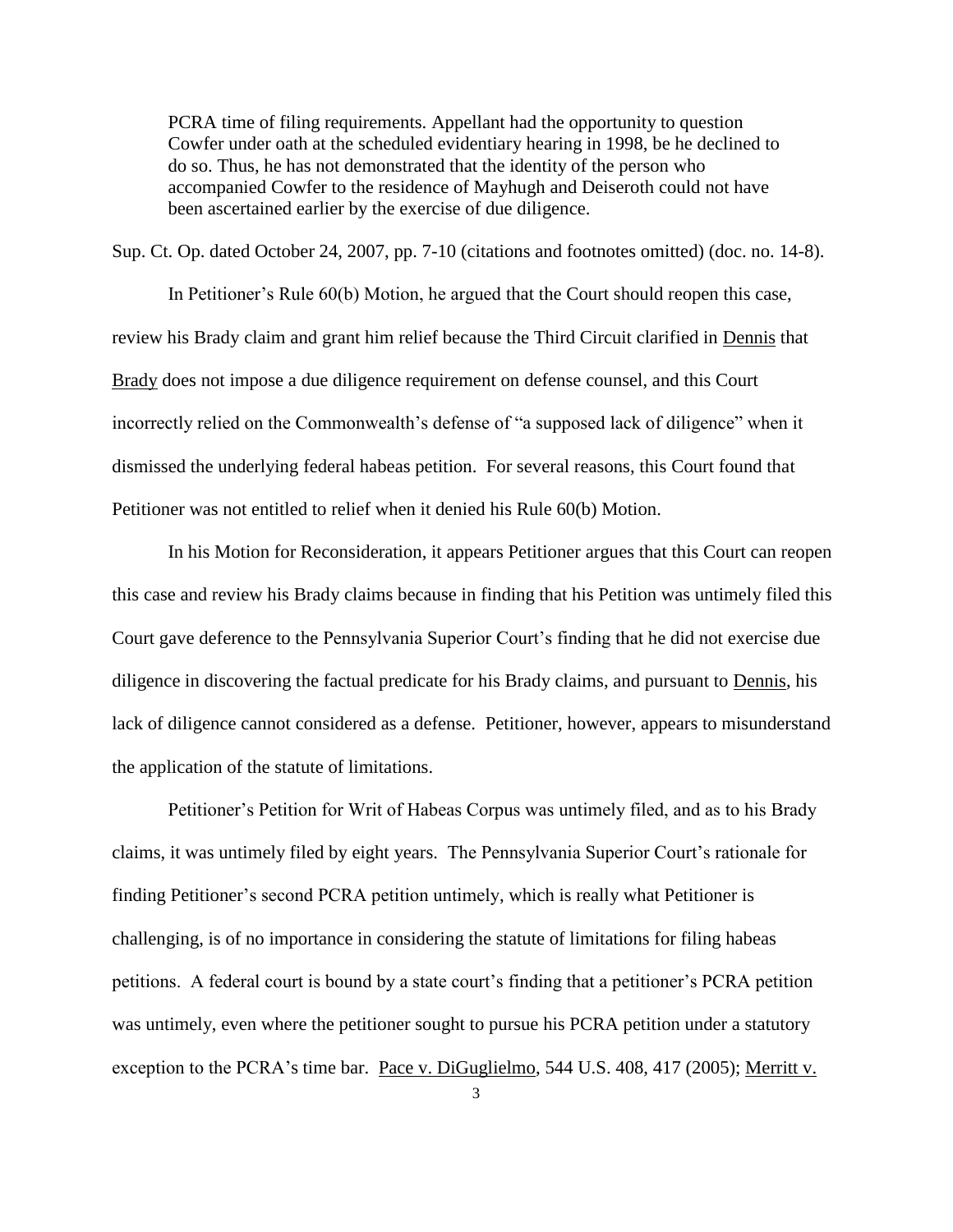> PCRA time of filing requirements. Appellant had the opportunity to question Cowfer under oath at the scheduled evidentiary hearing in 1998, be he declined to do so. Thus, he has not demonstrated that the identity of the person who accompanied Cowfer to the residence of Mayhugh and Deiseroth could not have been ascertained earlier by the exercise of due diligence.

Sup. Ct. Op. dated October 24, 2007, pp. 7-10 (citations and footnotes omitted) (doc. no. 14-8).

In Petitioner's Rule 60(b) Motion, he argued that the Court should reopen this case, review his Brady claim and grant him relief because the Third Circuit clarified in Dennis that Brady does not impose a due diligence requirement on defense counsel, and this Court incorrectly relied on the Commonwealth's defense of "a supposed lack of diligence" when it dismissed the underlying federal habeas petition. For several reasons, this Court found that Petitioner was not entitled to relief when it denied his Rule 60(b) Motion.

In his Motion for Reconsideration, it appears Petitioner argues that this Court can reopen this case and review his Brady claims because in finding that his Petition was untimely filed this Court gave deference to the Pennsylvania Superior Court's finding that he did not exercise due diligence in discovering the factual predicate for his Brady claims, and pursuant to Dennis, his lack of diligence cannot considered as a defense. Petitioner, however, appears to misunderstand the application of the statute of limitations.

Petitioner's Petition for Writ of Habeas Corpus was untimely filed, and as to his Brady claims, it was untimely filed by eight years. The Pennsylvania Superior Court's rationale for finding Petitioner's second PCRA petition untimely, which is really what Petitioner is challenging, is of no importance in considering the statute of limitations for filing habeas petitions. A federal court is bound by a state court's finding that a petitioner's PCRA petition was untimely, even where the petitioner sought to pursue his PCRA petition under a statutory exception to the PCRA's time bar. Pace v. DiGuglielmo, 544 U.S. 408, 417 (2005); Merritt v.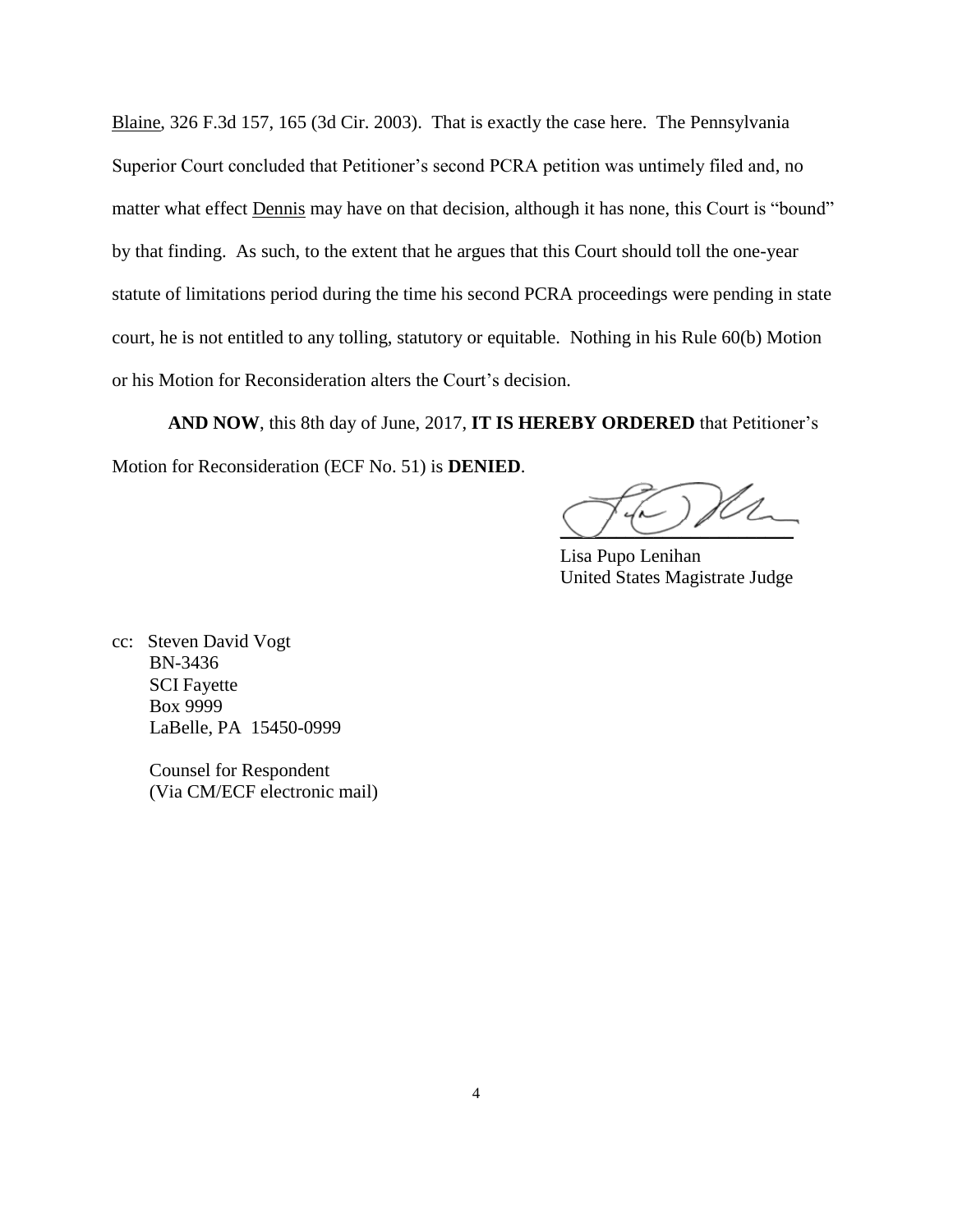Blaine, 326 F.3d 157, 165 (3d Cir. 2003). That is exactly the case here. The Pennsylvania Superior Court concluded that Petitioner's second PCRA petition was untimely filed and, no matter what effect Dennis may have on that decision, although it has none, this Court is "bound" by that finding. As such, to the extent that he argues that this Court should toll the one-year statute of limitations period during the time his second PCRA proceedings were pending in state court, he is not entitled to any tolling, statutory or equitable. Nothing in his Rule 60(b) Motion or his Motion for Reconsideration alters the Court's decision.

**AND NOW**, this 8th day of June, 2017, **IT IS HEREBY ORDERED** that Petitioner's Motion for Reconsideration (ECF No. 51) is **DENIED**.

Lisa Pupo Lenihan
United States Magistrate Judge

cc: Steven David Vogt
BN-3436
SCI Fayette
Box 9999
LaBelle, PA 15450-0999

Counsel for Respondent
(Via CM/ECF electronic mail)